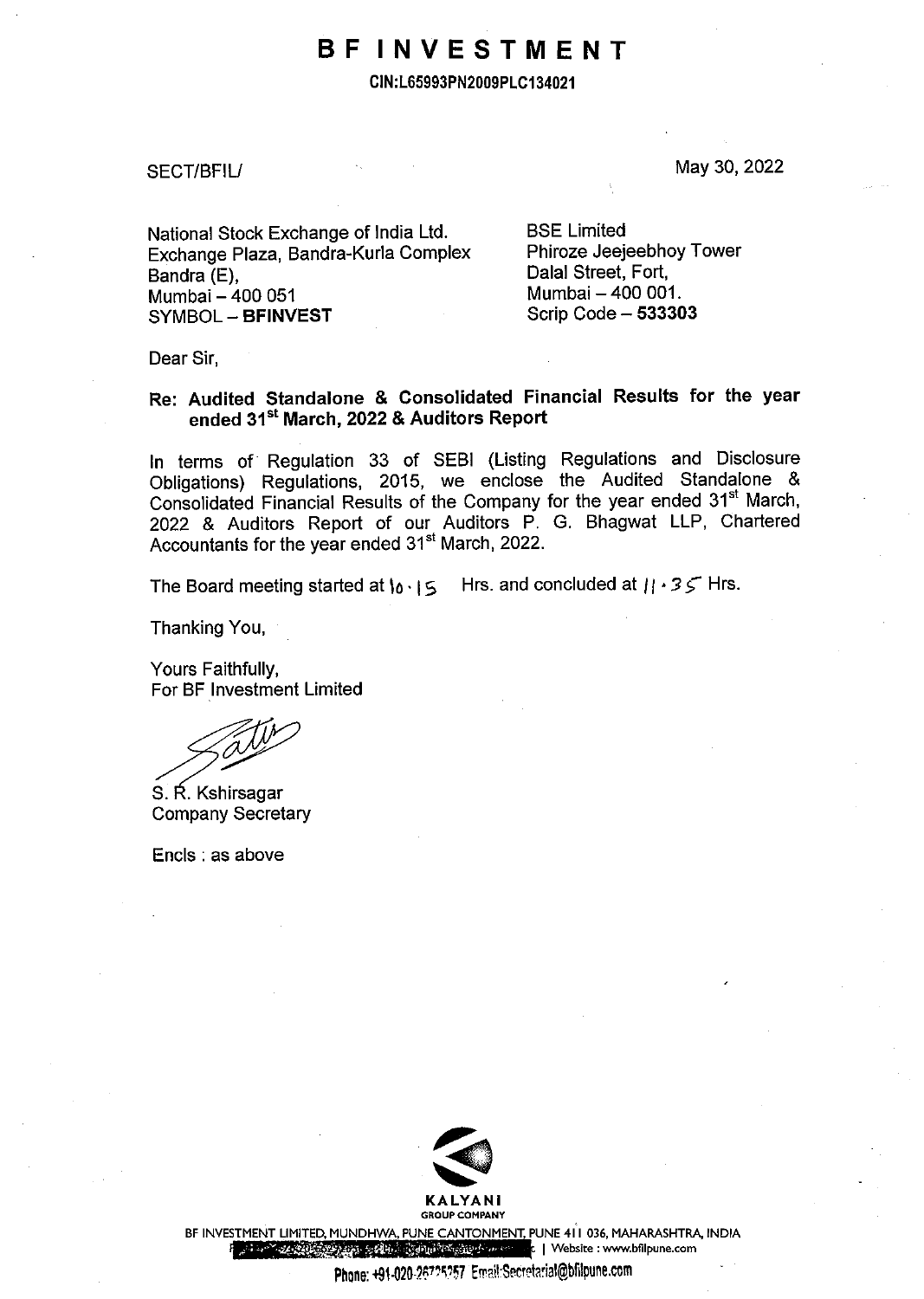# BF INVESTMENT

**CIN:L65993PN2009PLC134021**

SECT/BFIL/

May 30, 2022

National Stock Exchange of India Ltd.
Exchange Plaza, Bandra-Kurla Complex
Bandra (E),
Mumbai – 400 051
SYMBOL – **BFINVEST**

BSE Limited
Phiroze Jeejeebhoy Tower
Dalal Street, Fort,
Mumbai – 400 001.
Scrip Code – **533303**

Dear Sir,

**Re: Audited Standalone & Consolidated Financial Results for the year ended 31st March, 2022 & Auditors Report**

In terms of Regulation 33 of SEBI (Listing Regulations and Disclosure Obligations) Regulations, 2015, we enclose the Audited Standalone & Consolidated Financial Results of the Company for the year ended 31st March, 2022 & Auditors Report of our Auditors P. G. Bhagwat LLP, Chartered Accountants for the year ended 31st March, 2022.

The Board meeting started at 10.15 Hrs. and concluded at 11.35 Hrs.

Thanking You,

Yours Faithfully,
For BF Investment Limited

S. R. Kshirsagar
Company Secretary

Encls : as above

KALYANI
GROUP COMPANY

BF INVESTMENT LIMITED, MUNDHWA, PUNE CANTONMENT, PUNE 411 036, MAHARASHTRA, INDIA
| Website : www.bfilpune.com

Phone: +91-020-26725257 Email:Secretarial@bfilpune.com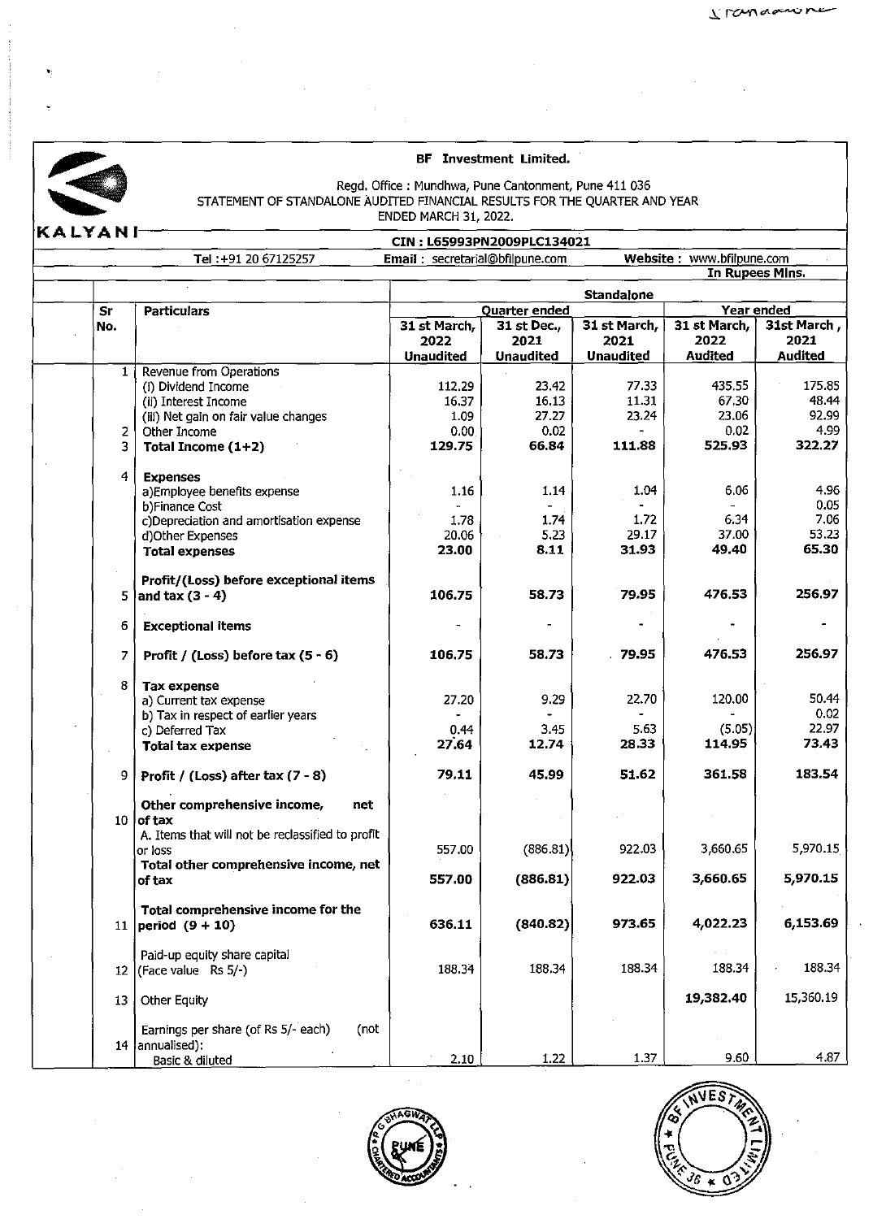Standalone

**BF Investment Limited.**

Regd. Office : Mundhwa, Pune Cantonment, Pune 411 036

STATEMENT OF STANDALONE AUDITED FINANCIAL RESULTS FOR THE QUARTER AND YEAR ENDED MARCH 31, 2022.

KALYANI

CIN : L65993PN2009PLC134021

Tel :+91 20 67125257 | Email : secretarial@bfilpune.com | Website : www.bfilpune.com

In Rupees Mlns.

| Sr No. | Particulars | Standalone | | | | |
|---|---|---|---|---|---|---|
| | | Quarter ended | | | Year ended | |
| | | 31 st March, 2022 Unaudited | 31 st Dec., 2021 Unaudited | 31 st March, 2021 Unaudited | 31 st March, 2022 Audited | 31st March , 2021 Audited |
| 1 | Revenue from Operations | | | | | |
| | (i) Dividend Income | 112.29 | 23.42 | 77.33 | 435.55 | 175.85 |
| | (ii) Interest Income | 16.37 | 16.13 | 11.31 | 67.30 | 48.44 |
| | (iii) Net gain on fair value changes | 1.09 | 27.27 | 23.24 | 23.06 | 92.99 |
| 2 | Other Income | 0.00 | 0.02 | - | 0.02 | 4.99 |
| 3 | **Total Income (1+2)** | **129.75** | **66.84** | **111.88** | **525.93** | **322.27** |
| 4 | **Expenses** | | | | | |
| | a)Employee benefits expense | 1.16 | 1.14 | 1.04 | 6.06 | 4.96 |
| | b)Finance Cost | - | - | - | - | 0.05 |
| | c)Depreciation and amortisation expense | 1.78 | 1.74 | 1.72 | 6.34 | 7.06 |
| | d)Other Expenses | 20.06 | 5.23 | 29.17 | 37.00 | 53.23 |
| | **Total expenses** | **23.00** | **8.11** | **31.93** | **49.40** | **65.30** |
| 5 | **Profit/(Loss) before exceptional items and tax (3 - 4)** | **106.75** | **58.73** | **79.95** | **476.53** | **256.97** |
| 6 | **Exceptional items** | - | - | - | - | - |
| 7 | **Profit / (Loss) before tax (5 - 6)** | **106.75** | **58.73** | **79.95** | **476.53** | **256.97** |
| 8 | **Tax expense** | | | | | |
| | a) Current tax expense | 27.20 | 9.29 | 22.70 | 120.00 | 50.44 |
| | b) Tax in respect of earlier years | - | - | - | - | 0.02 |
| | c) Deferred Tax | 0.44 | 3.45 | 5.63 | (5.05) | 22.97 |
| | **Total tax expense** | **27.64** | **12.74** | **28.33** | **114.95** | **73.43** |
| 9 | **Profit / (Loss) after tax (7 - 8)** | **79.11** | **45.99** | **51.62** | **361.58** | **183.54** |
| 10 | **Other comprehensive income, net of tax** | | | | | |
| | A. Items that will not be reclassified to profit or loss | 557.00 | (886.81) | 922.03 | 3,660.65 | 5,970.15 |
| | **Total other comprehensive income, net of tax** | **557.00** | **(886.81)** | **922.03** | **3,660.65** | **5,970.15** |
| 11 | **Total comprehensive income for the period (9 + 10)** | **636.11** | **(840.82)** | **973.65** | **4,022.23** | **6,153.69** |
| 12 | Paid-up equity share capital (Face value Rs 5/-) | 188.34 | 188.34 | 188.34 | 188.34 | 188.34 |
| 13 | Other Equity | | | | **19,382.40** | 15,360.19 |
| 14 | Earnings per share (of Rs 5/- each) (not annualised): | | | | | |
| | Basic & diluted | 2.10 | 1.22 | 1.37 | 9.60 | 4.87 |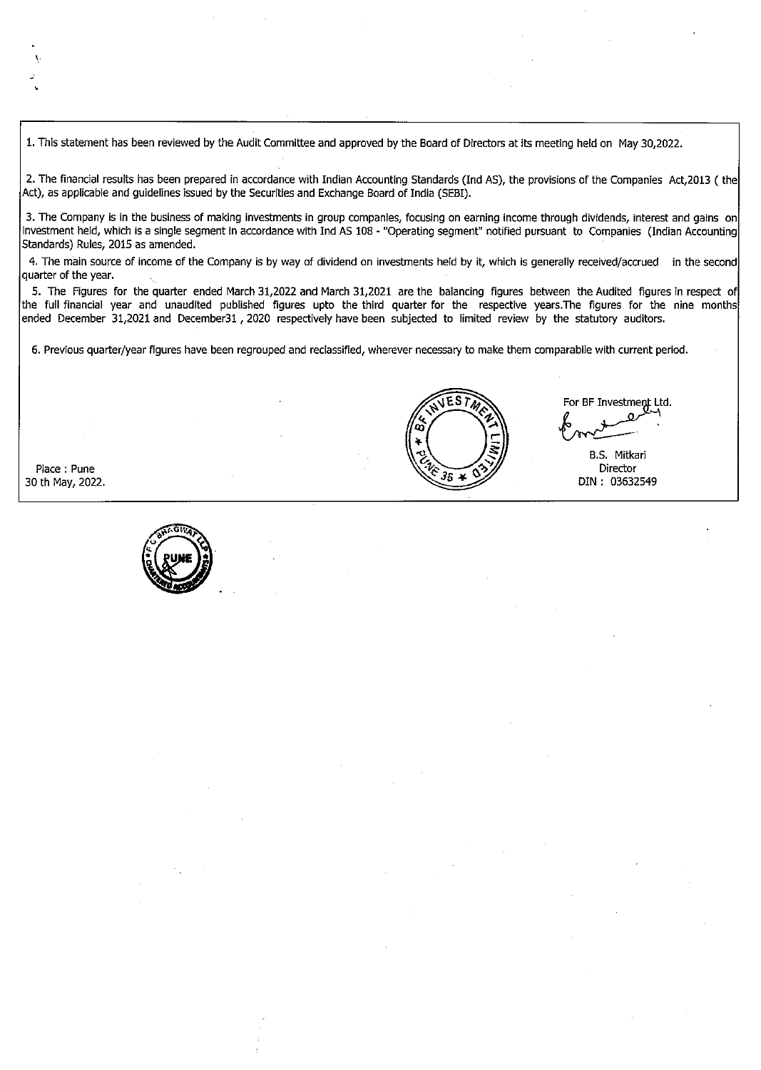1. This statement has been reviewed by the Audit Committee and approved by the Board of Directors at its meeting held on May 30,2022.

2. The financial results has been prepared in accordance with Indian Accounting Standards (Ind AS), the provisions of the Companies Act,2013 ( the Act), as applicable and guidelines issued by the Securities and Exchange Board of India (SEBI).

3. The Company is in the business of making investments in group companies, focusing on earning income through dividends, interest and gains on investment held, which is a single segment in accordance with Ind AS 108 - "Operating segment" notified pursuant to Companies (Indian Accounting Standards) Rules, 2015 as amended.

4. The main source of income of the Company is by way of dividend on investments held by it, which is generally received/accrued in the second quarter of the year.

5. The Figures for the quarter ended March 31,2022 and March 31,2021 are the balancing figures between the Audited figures in respect of the full financial year and unaudited published figures upto the third quarter for the respective years.The figures for the nine months ended December 31,2021 and December31 , 2020 respectively have been subjected to limited review by the statutory auditors.

6. Previous quarter/year figures have been regrouped and reclassified, wherever necessary to make them comparabile with current period.

For BF Investment Ltd.

B.S. Mitkari
Director
DIN : 03632549

Place : Pune
30 th May, 2022.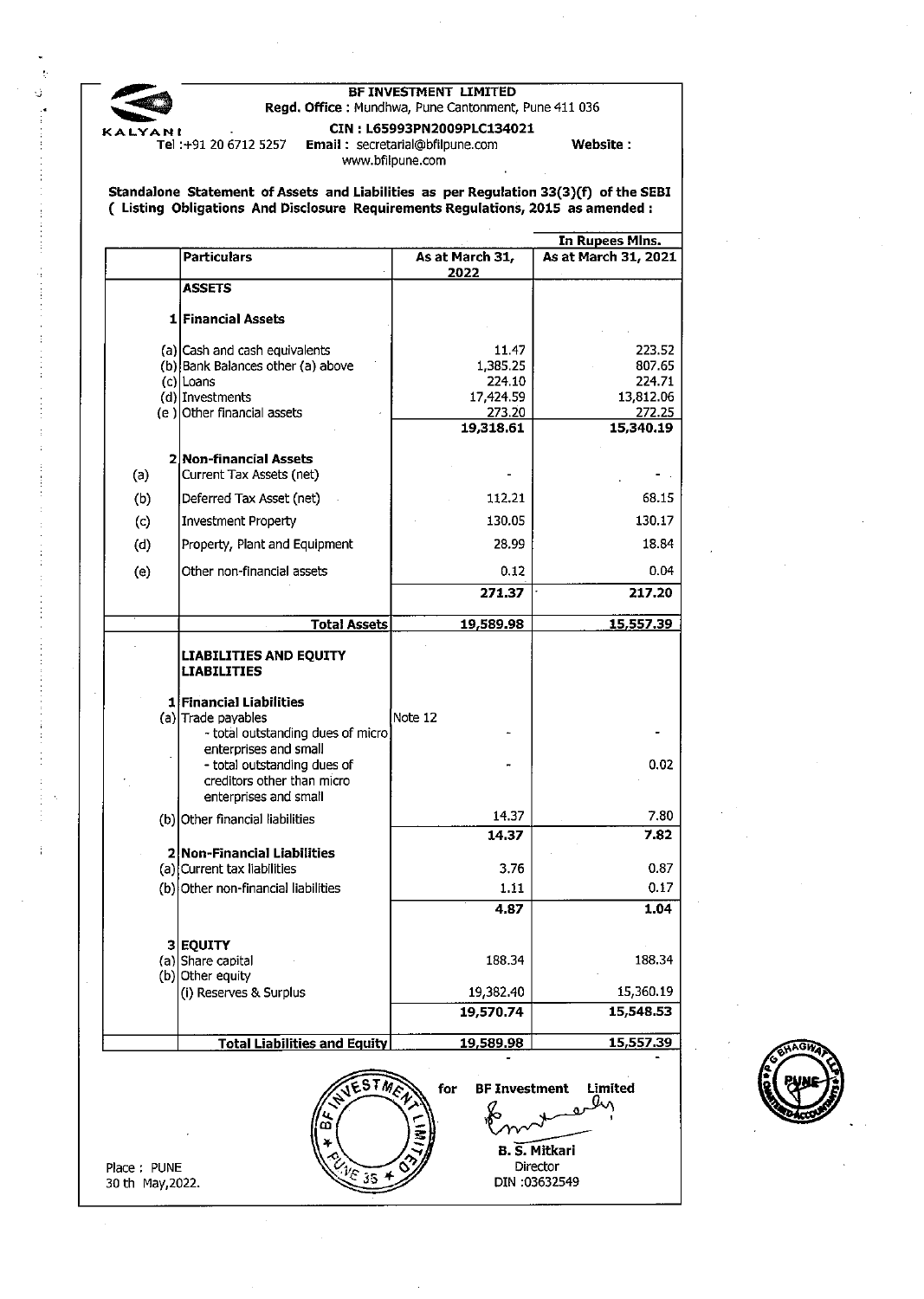KALYANI

**BF INVESTMENT LIMITED**

**Regd. Office :** Mundhwa, Pune Cantonment, Pune 411 036

**CIN : L65993PN2009PLC134021**

Tel :+91 20 6712 5257 **Email :** secretarial@bfilpune.com **Website :** www.bfilpune.com

**Standalone Statement of Assets and Liabilities as per Regulation 33(3)(f) of the SEBI ( Listing Obligations And Disclosure Requirements Regulations, 2015 as amended :**

In Rupees Mlns.

| | Particulars | As at March 31, 2022 | As at March 31, 2021 |
|---|---|---|---|
| | **ASSETS** | | |
| 1 | **Financial Assets** | | |
| (a) | Cash and cash equivalents | 11.47 | 223.52 |
| (b) | Bank Balances other (a) above | 1,385.25 | 807.65 |
| (c) | Loans | 224.10 | 224.71 |
| (d) | Investments | 17,424.59 | 13,812.06 |
| (e ) | Other financial assets | 273.20 | 272.25 |
| | | **19,318.61** | **15,340.19** |
| 2 | **Non-financial Assets** | | |
| (a) | Current Tax Assets (net) | - | - |
| (b) | Deferred Tax Asset (net) | 112.21 | 68.15 |
| (c) | Investment Property | 130.05 | 130.17 |
| (d) | Property, Plant and Equipment | 28.99 | 18.84 |
| (e) | Other non-financial assets | 0.12 | 0.04 |
| | | **271.37** | **217.20** |
| | **Total Assets** | **19,589.98** | **15,557.39** |
| | **LIABILITIES AND EQUITY LIABILITIES** | | |
| 1 | **Financial Liabilities** | | |
| (a) | Trade payables | Note 12 | |
| | - total outstanding dues of micro enterprises and small | - | - |
| | - total outstanding dues of creditors other than micro enterprises and small | - | 0.02 |
| (b) | Other financial liabilities | 14.37 | 7.80 |
| | | **14.37** | **7.82** |
| 2 | **Non-Financial Liabilities** | | |
| (a) | Current tax liabilities | 3.76 | 0.87 |
| (b) | Other non-financial liabilities | 1.11 | 0.17 |
| | | **4.87** | **1.04** |
| 3 | **EQUITY** | | |
| (a) | Share capital | 188.34 | 188.34 |
| (b) | Other equity | | |
| | (i) Reserves & Surplus | 19,382.40 | 15,360.19 |
| | | **19,570.74** | **15,548.53** |
| | **Total Liabilities and Equity** | **19,589.98** | **15,557.39** |

for **BF Investment Limited**

**B. S. Mitkari**
Director
DIN :03632549

Place : PUNE
30 th May,2022.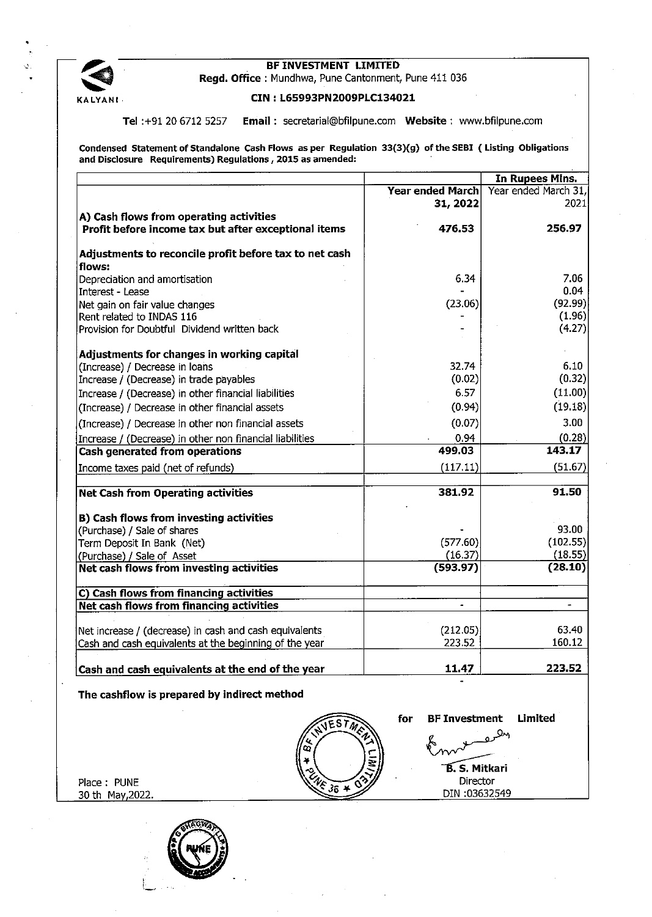**KALYANI**

# BF INVESTMENT LIMITED

**Regd. Office** : Mundhwa, Pune Cantonment, Pune 411 036

**CIN : L65993PN2009PLC134021**

**Tel** :+91 20 6712 5257 **Email** : secretarial@bfilpune.com **Website** : www.bfilpune.com

**Condensed Statement of Standalone Cash Flows as per Regulation 33(3)(g) of the SEBI ( Listing Obligations and Disclosure Requirements) Regulations , 2015 as amended:**

| | | **In Rupees Mlns.** |
|---|---|---|
| | **Year ended March 31, 2022** | Year ended March 31, 2021 |
| **A) Cash flows from operating activities** | | |
| **Profit before income tax but after exceptional items** | **476.53** | **256.97** |
| **Adjustments to reconcile profit before tax to net cash flows:** | | |
| Depreciation and amortisation | 6.34 | 7.06 |
| Interest - Lease | - | 0.04 |
| Net gain on fair value changes | (23.06) | (92.99) |
| Rent related to INDAS 116 | - | (1.96) |
| Provision for Doubtful Dividend written back | - | (4.27) |
| **Adjustments for changes in working capital** | | |
| (Increase) / Decrease in loans | 32.74 | 6.10 |
| Increase / (Decrease) in trade payables | (0.02) | (0.32) |
| Increase / (Decrease) in other financial liabilities | 6.57 | (11.00) |
| (Increase) / Decrease in other financial assets | (0.94) | (19.18) |
| (Increase) / Decrease in other non financial assets | (0.07) | 3.00 |
| Increase / (Decrease) in other non financial liabilities | 0.94 | (0.28) |
| **Cash generated from operations** | **499.03** | **143.17** |
| Income taxes paid (net of refunds) | (117.11) | (51.67) |
| **Net Cash from Operating activities** | **381.92** | **91.50** |
| **B) Cash flows from investing activities** | | |
| (Purchase) / Sale of shares | - | 93.00 |
| Term Deposit In Bank (Net) | (577.60) | (102.55) |
| (Purchase) / Sale of Asset | (16.37) | (18.55) |
| **Net cash flows from investing activities** | **(593.97)** | **(28.10)** |
| **C) Cash flows from financing activities** | | |
| **Net cash flows from financing activities** | - | - |
| Net increase / (decrease) in cash and cash equivalents | (212.05) | 63.40 |
| Cash and cash equivalents at the beginning of the year | 223.52 | 160.12 |
| **Cash and cash equivalents at the end of the year** | **11.47** | **223.52** |

**The cashflow is prepared by indirect method**

for **BF Investment Limited**

**B. S. Mitkari**
Director
DIN :03632549

Place : PUNE
30 th May,2022.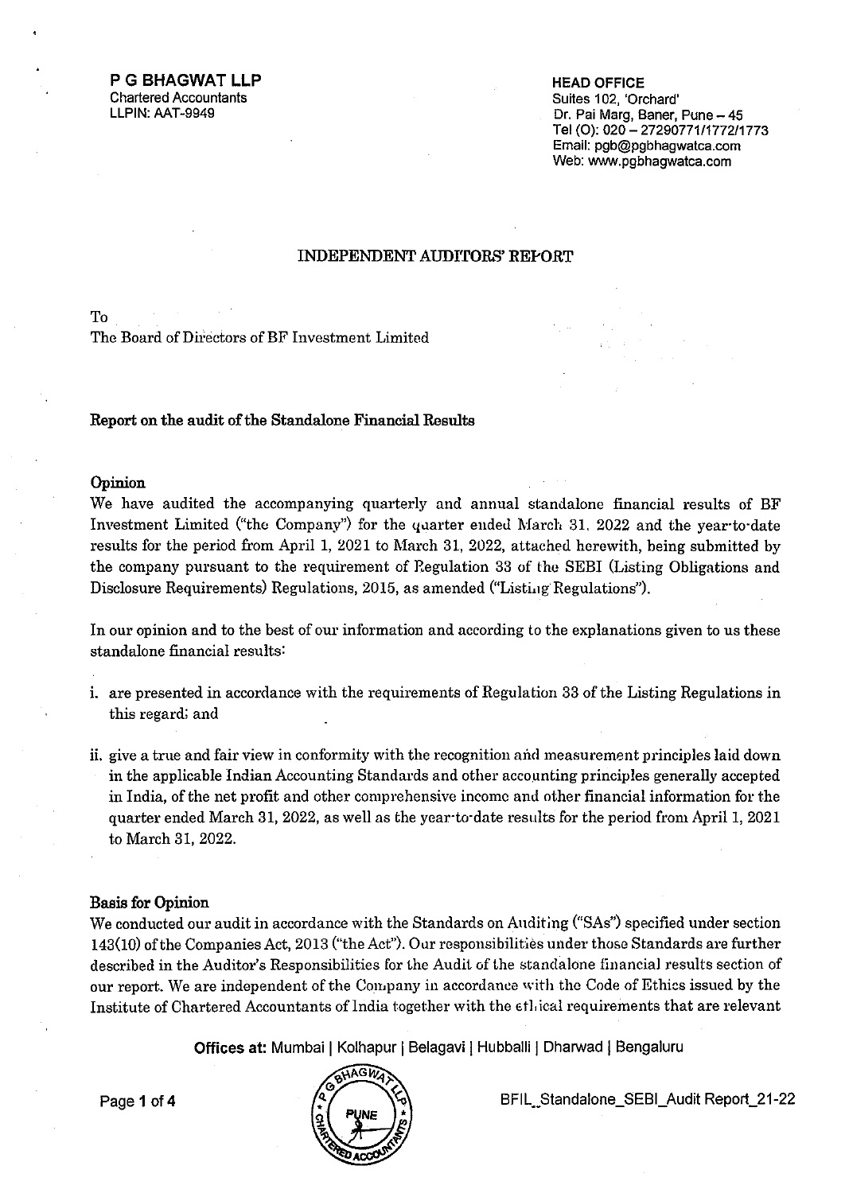**P G BHAGWAT LLP**
Chartered Accountants
LLPIN: AAT-9949

**HEAD OFFICE**
Suites 102, 'Orchard'
Dr. Pai Marg, Baner, Pune – 45
Tel (O): 020 – 27290771/1772/1773
Email: pgb@pgbhagwatca.com
Web: www.pgbhagwatca.com

# INDEPENDENT AUDITORS' REPORT

To
The Board of Directors of BF Investment Limited

## Report on the audit of the Standalone Financial Results

### Opinion

We have audited the accompanying quarterly and annual standalone financial results of BF Investment Limited ("the Company") for the quarter ended March 31, 2022 and the year-to-date results for the period from April 1, 2021 to March 31, 2022, attached herewith, being submitted by the company pursuant to the requirement of Regulation 33 of the SEBI (Listing Obligations and Disclosure Requirements) Regulations, 2015, as amended ("Listing Regulations").

In our opinion and to the best of our information and according to the explanations given to us these standalone financial results:

i. are presented in accordance with the requirements of Regulation 33 of the Listing Regulations in this regard; and

ii. give a true and fair view in conformity with the recognition and measurement principles laid down in the applicable Indian Accounting Standards and other accounting principles generally accepted in India, of the net profit and other comprehensive income and other financial information for the quarter ended March 31, 2022, as well as the year-to-date results for the period from April 1, 2021 to March 31, 2022.

### Basis for Opinion

We conducted our audit in accordance with the Standards on Auditing ("SAs") specified under section 143(10) of the Companies Act, 2013 ("the Act"). Our responsibilities under those Standards are further described in the Auditor's Responsibilities for the Audit of the standalone financial results section of our report. We are independent of the Company in accordance with the Code of Ethics issued by the Institute of Chartered Accountants of India together with the ethical requirements that are relevant

**Offices at:** Mumbai | Kolhapur | Belagavi | Hubballi | Dharwad | Bengaluru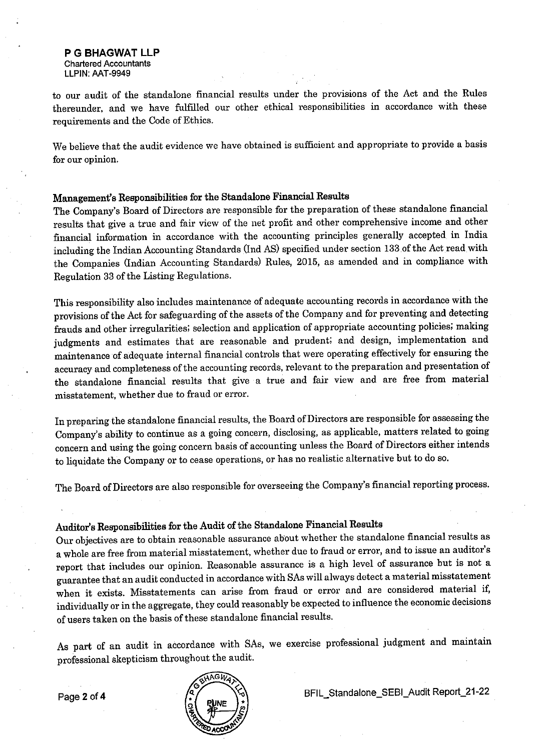to our audit of the standalone financial results under the provisions of the Act and the Rules thereunder, and we have fulfilled our other ethical responsibilities in accordance with these requirements and the Code of Ethics.

We believe that the audit evidence we have obtained is sufficient and appropriate to provide a basis for our opinion.

### Management's Responsibilities for the Standalone Financial Results

The Company's Board of Directors are responsible for the preparation of these standalone financial results that give a true and fair view of the net profit and other comprehensive income and other financial information in accordance with the accounting principles generally accepted in India including the Indian Accounting Standards (Ind AS) specified under section 133 of the Act read with the Companies (Indian Accounting Standards) Rules, 2015, as amended and in compliance with Regulation 33 of the Listing Regulations.

This responsibility also includes maintenance of adequate accounting records in accordance with the provisions of the Act for safeguarding of the assets of the Company and for preventing and detecting frauds and other irregularities; selection and application of appropriate accounting policies; making judgments and estimates that are reasonable and prudent; and design, implementation and maintenance of adequate internal financial controls that were operating effectively for ensuring the accuracy and completeness of the accounting records, relevant to the preparation and presentation of the standalone financial results that give a true and fair view and are free from material misstatement, whether due to fraud or error.

In preparing the standalone financial results, the Board of Directors are responsible for assessing the Company's ability to continue as a going concern, disclosing, as applicable, matters related to going concern and using the going concern basis of accounting unless the Board of Directors either intends to liquidate the Company or to cease operations, or has no realistic alternative but to do so.

The Board of Directors are also responsible for overseeing the Company's financial reporting process.

### Auditor's Responsibilities for the Audit of the Standalone Financial Results

Our objectives are to obtain reasonable assurance about whether the standalone financial results as a whole are free from material misstatement, whether due to fraud or error, and to issue an auditor's report that includes our opinion. Reasonable assurance is a high level of assurance but is not a guarantee that an audit conducted in accordance with SAs will always detect a material misstatement when it exists. Misstatements can arise from fraud or error and are considered material if, individually or in the aggregate, they could reasonably be expected to influence the economic decisions of users taken on the basis of these standalone financial results.

As part of an audit in accordance with SAs, we exercise professional judgment and maintain professional skepticism throughout the audit.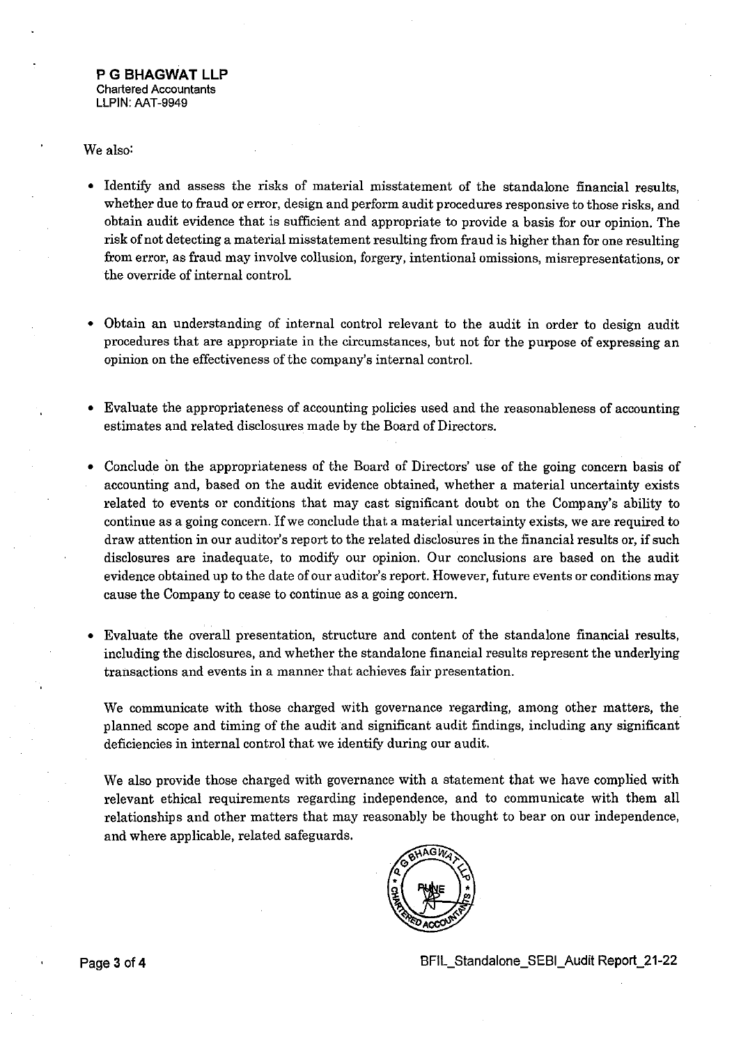We also:

- Identify and assess the risks of material misstatement of the standalone financial results, whether due to fraud or error, design and perform audit procedures responsive to those risks, and obtain audit evidence that is sufficient and appropriate to provide a basis for our opinion. The risk of not detecting a material misstatement resulting from fraud is higher than for one resulting from error, as fraud may involve collusion, forgery, intentional omissions, misrepresentations, or the override of internal control.

- Obtain an understanding of internal control relevant to the audit in order to design audit procedures that are appropriate in the circumstances, but not for the purpose of expressing an opinion on the effectiveness of the company's internal control.

- Evaluate the appropriateness of accounting policies used and the reasonableness of accounting estimates and related disclosures made by the Board of Directors.

- Conclude on the appropriateness of the Board of Directors' use of the going concern basis of accounting and, based on the audit evidence obtained, whether a material uncertainty exists related to events or conditions that may cast significant doubt on the Company's ability to continue as a going concern. If we conclude that a material uncertainty exists, we are required to draw attention in our auditor's report to the related disclosures in the financial results or, if such disclosures are inadequate, to modify our opinion. Our conclusions are based on the audit evidence obtained up to the date of our auditor's report. However, future events or conditions may cause the Company to cease to continue as a going concern.

- Evaluate the overall presentation, structure and content of the standalone financial results, including the disclosures, and whether the standalone financial results represent the underlying transactions and events in a manner that achieves fair presentation.

We communicate with those charged with governance regarding, among other matters, the planned scope and timing of the audit and significant audit findings, including any significant deficiencies in internal control that we identify during our audit.

We also provide those charged with governance with a statement that we have complied with relevant ethical requirements regarding independence, and to communicate with them all relationships and other matters that may reasonably be thought to bear on our independence, and where applicable, related safeguards.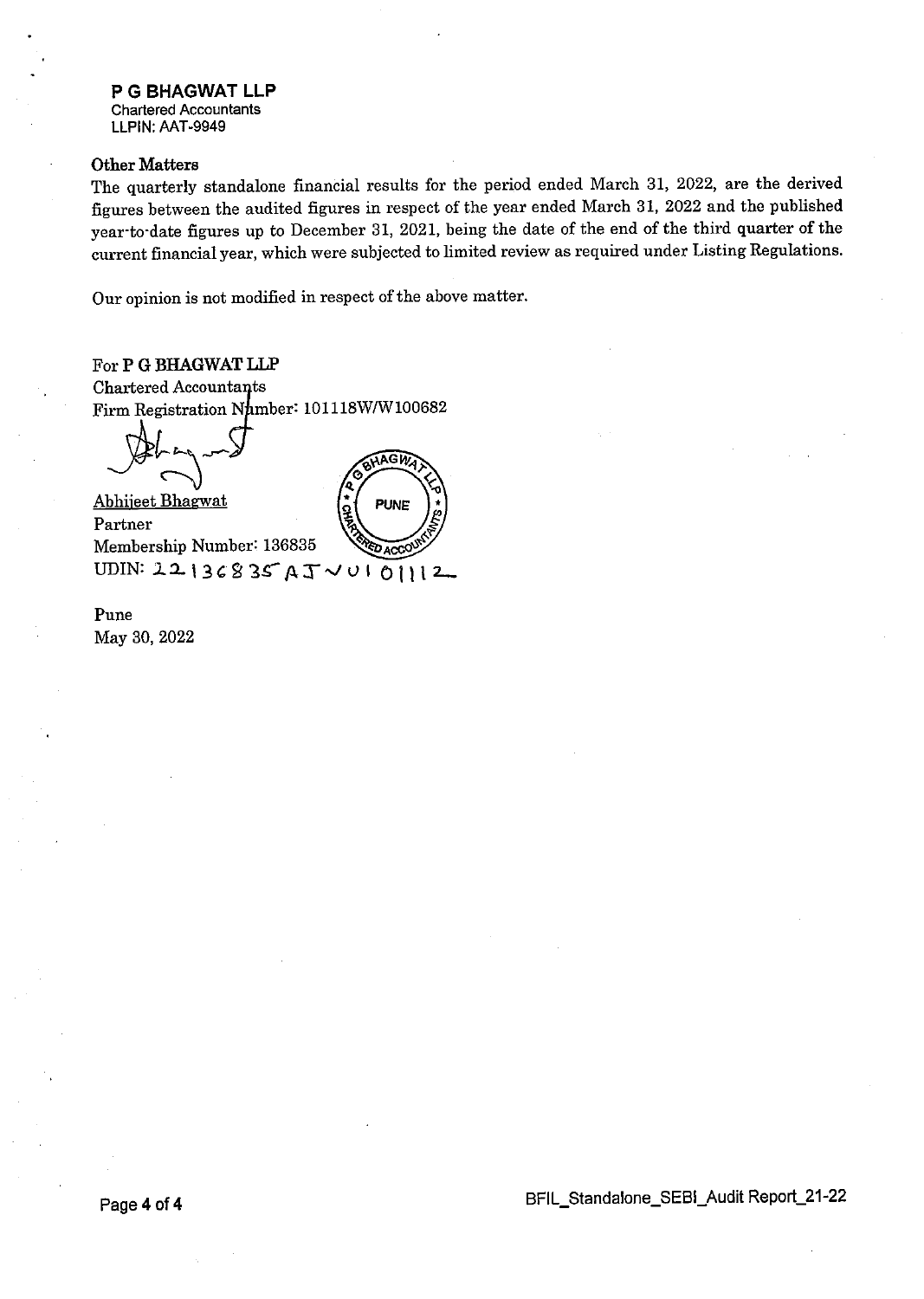**P G BHAGWAT LLP**
Chartered Accountants
LLPIN: AAT-9949

**Other Matters**

The quarterly standalone financial results for the period ended March 31, 2022, are the derived figures between the audited figures in respect of the year ended March 31, 2022 and the published year-to-date figures up to December 31, 2021, being the date of the end of the third quarter of the current financial year, which were subjected to limited review as required under Listing Regulations.

Our opinion is not modified in respect of the above matter.

For **P G BHAGWAT LLP**
Chartered Accountants
Firm Registration Number: 101118W/W100682

Abhijeet Bhagwat
Partner
Membership Number: 136835
UDIN: 22136835AJVUIO1112

Pune
May 30, 2022

BFIL_Standalone_SEBI_Audit Report_21-22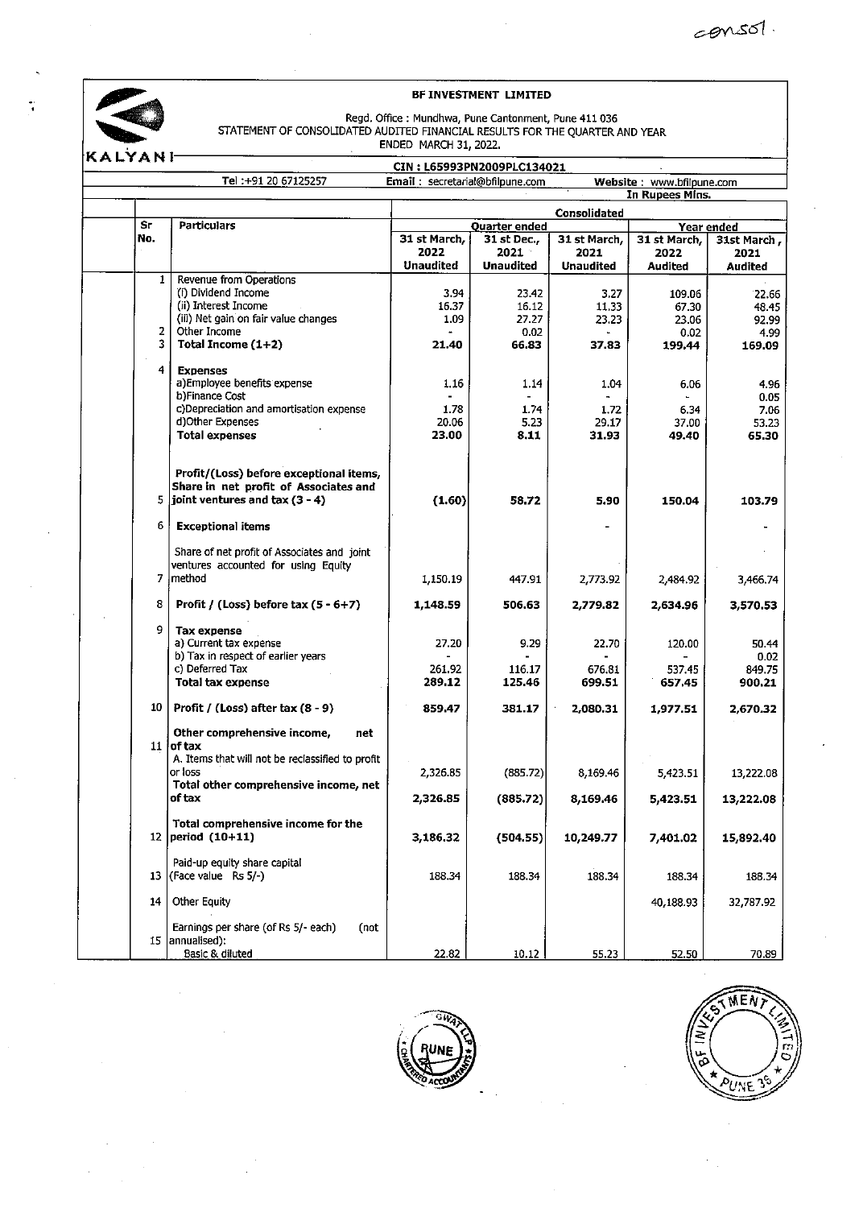consol.

# BF INVESTMENT LIMITED

Regd. Office : Mundhwa, Pune Cantonment, Pune 411 036

STATEMENT OF CONSOLIDATED AUDITED FINANCIAL RESULTS FOR THE QUARTER AND YEAR ENDED MARCH 31, 2022.

KALYANI

CIN : L65993PN2009PLC134021

Tel :+91 20 67125257 | Email : secretarial@bfilpune.com | Website : www.bfilpune.com

In Rupees Mlns.

| Sr No. | Particulars | Consolidated | | | | |
|---|---|---|---|---|---|---|
| | | Quarter ended | | | Year ended | |
| | | 31 st March, 2022 Unaudited | 31 st Dec., 2021 Unaudited | 31 st March, 2021 Unaudited | 31 st March, 2022 Audited | 31st March , 2021 Audited |
| 1 | Revenue from Operations | | | | | |
| | (i) Dividend Income | 3.94 | 23.42 | 3.27 | 109.06 | 22.66 |
| | (ii) Interest Income | 16.37 | 16.12 | 11.33 | 67.30 | 48.45 |
| | (iii) Net gain on fair value changes | 1.09 | 27.27 | 23.23 | 23.06 | 92.99 |
| 2 | Other Income | - | 0.02 | - | 0.02 | 4.99 |
| 3 | **Total Income (1+2)** | **21.40** | **66.83** | **37.83** | **199.44** | **169.09** |
| 4 | **Expenses** | | | | | |
| | a)Employee benefits expense | 1.16 | 1.14 | 1.04 | 6.06 | 4.96 |
| | b)Finance Cost | - | - | - | - | 0.05 |
| | c)Depreciation and amortisation expense | 1.78 | 1.74 | 1.72 | 6.34 | 7.06 |
| | d)Other Expenses | 20.06 | 5.23 | 29.17 | 37.00 | 53.23 |
| | **Total expenses** | **23.00** | **8.11** | **31.93** | **49.40** | **65.30** |
| 5 | **Profit/(Loss) before exceptional items, Share in net profit of Associates and joint ventures and tax (3 - 4)** | **(1.60)** | **58.72** | **5.90** | **150.04** | **103.79** |
| 6 | **Exceptional items** | | | - | | - |
| 7 | Share of net profit of Associates and joint ventures accounted for using Equity method | 1,150.19 | 447.91 | 2,773.92 | 2,484.92 | 3,466.74 |
| 8 | **Profit / (Loss) before tax (5 - 6+7)** | **1,148.59** | **506.63** | **2,779.82** | **2,634.96** | **3,570.53** |
| 9 | **Tax expense** | | | | | |
| | a) Current tax expense | 27.20 | 9.29 | 22.70 | 120.00 | 50.44 |
| | b) Tax in respect of earlier years | - | - | - | - | 0.02 |
| | c) Deferred Tax | 261.92 | 116.17 | 676.81 | 537.45 | 849.75 |
| | **Total tax expense** | **289.12** | **125.46** | **699.51** | **657.45** | **900.21** |
| 10 | **Profit / (Loss) after tax (8 - 9)** | **859.47** | **381.17** | **2,080.31** | **1,977.51** | **2,670.32** |
| 11 | **Other comprehensive income, net of tax** | | | | | |
| | A. Items that will not be reclassified to profit or loss | 2,326.85 | (885.72) | 8,169.46 | 5,423.51 | 13,222.08 |
| | **Total other comprehensive income, net of tax** | **2,326.85** | **(885.72)** | **8,169.46** | **5,423.51** | **13,222.08** |
| 12 | **Total comprehensive income for the period (10+11)** | **3,186.32** | **(504.55)** | **10,249.77** | **7,401.02** | **15,892.40** |
| 13 | Paid-up equity share capital (Face value Rs 5/-) | 188.34 | 188.34 | 188.34 | 188.34 | 188.34 |
| 14 | Other Equity | | | | 40,188.93 | 32,787.92 |
| 15 | Earnings per share (of Rs 5/- each) (not annualised): | | | | | |
| | Basic & diluted | 22.82 | 10.12 | 55.23 | 52.50 | 70.89 |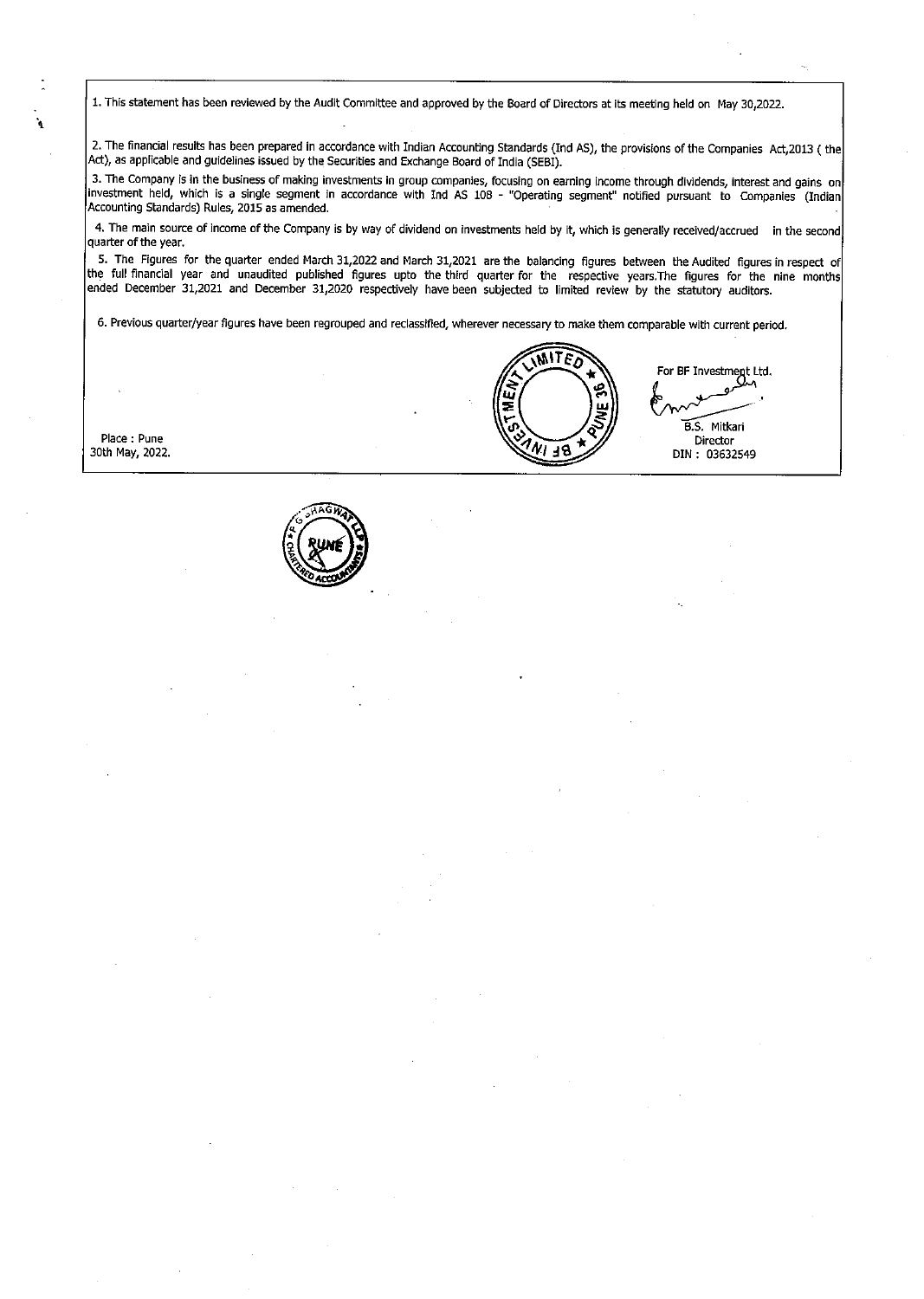1. This statement has been reviewed by the Audit Committee and approved by the Board of Directors at its meeting held on May 30,2022.

2. The financial results has been prepared in accordance with Indian Accounting Standards (Ind AS), the provisions of the Companies Act,2013 ( the Act), as applicable and guidelines issued by the Securities and Exchange Board of India (SEBI).

3. The Company is in the business of making investments in group companies, focusing on earning income through dividends, interest and gains on investment held, which is a single segment in accordance with Ind AS 108 - "Operating segment" notified pursuant to Companies (Indian Accounting Standards) Rules, 2015 as amended.

4. The main source of income of the Company is by way of dividend on investments held by it, which is generally received/accrued in the second quarter of the year.

5. The Figures for the quarter ended March 31,2022 and March 31,2021 are the balancing figures between the Audited figures in respect of the full financial year and unaudited published figures upto the third quarter for the respective years.The figures for the nine months ended December 31,2021 and December 31,2020 respectively have been subjected to limited review by the statutory auditors.

6. Previous quarter/year figures have been regrouped and reclassified, wherever necessary to make them comparable with current period.

Place : Pune
30th May, 2022.

For BF Investment Ltd.

B.S. Mitkari
Director
DIN : 03632549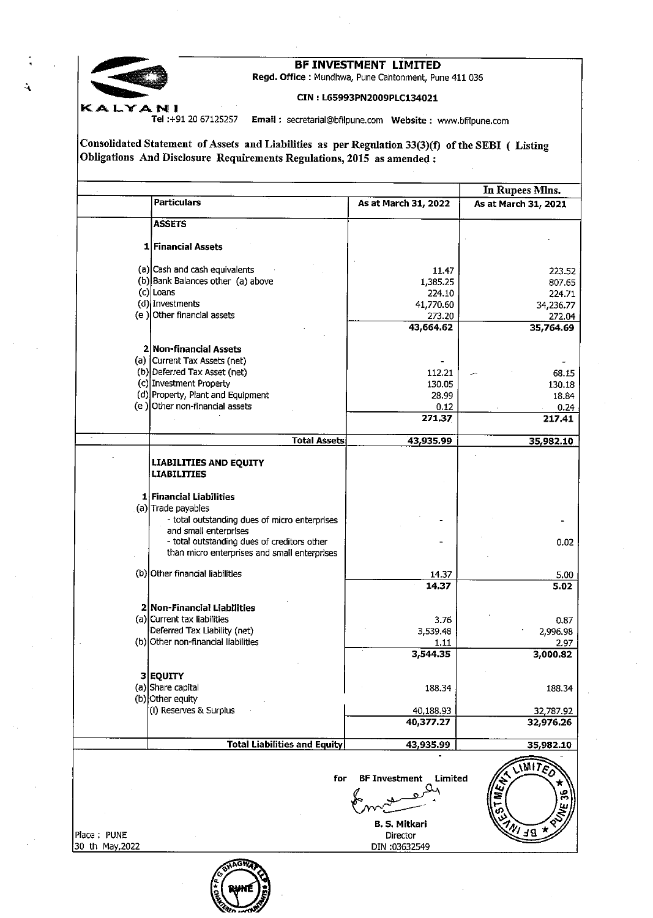**KALYANI**

# BF INVESTMENT LIMITED

**Regd. Office :** Mundhwa, Pune Cantonment, Pune 411 036

**CIN : L65993PN2009PLC134021**

Tel :+91 20 67125257 **Email :** secretarial@bfilpune.com **Website :** www.bfilpune.com

**Consolidated Statement of Assets and Liabilities as per Regulation 33(3)(f) of the SEBI ( Listing Obligations And Disclosure Requirements Regulations, 2015 as amended :**

| | | | **In Rupees Mlns.** |
|---|---|---|---|
| | **Particulars** | **As at March 31, 2022** | **As at March 31, 2021** |
| | **ASSETS** | | |
| **1** | **Financial Assets** | | |
| (a) | Cash and cash equivalents | 11.47 | 223.52 |
| (b) | Bank Balances other (a) above | 1,385.25 | 807.65 |
| (c) | Loans | 224.10 | 224.71 |
| (d) | Investments | 41,770.60 | 34,236.77 |
| (e ) | Other financial assets | 273.20 | 272.04 |
| | | **43,664.62** | **35,764.69** |
| **2** | **Non-financial Assets** | | |
| (a) | Current Tax Assets (net) | - | - |
| (b) | Deferred Tax Asset (net) | 112.21 | 68.15 |
| (c) | Investment Property | 130.05 | 130.18 |
| (d) | Property, Plant and Equipment | 28.99 | 18.84 |
| (e ) | Other non-financial assets | 0.12 | 0.24 |
| | | **271.37** | **217.41** |
| | **Total Assets** | **43,935.99** | **35,982.10** |
| | **LIABILITIES AND EQUITY** | | |
| | **LIABILITIES** | | |
| **1** | **Financial Liabilities** | | |
| (a) | Trade payables | | |
| | - total outstanding dues of micro enterprises and small enterprises | - | - |
| | - total outstanding dues of creditors other than micro enterprises and small enterprises | - | 0.02 |
| (b) | Other financial liabilities | 14.37 | 5.00 |
| | | **14.37** | **5.02** |
| **2** | **Non-Financial Liabilities** | | |
| (a) | Current tax liabilities | 3.76 | 0.87 |
| | Deferred Tax Liability (net) | 3,539.48 | 2,996.98 |
| (b) | Other non-financial liabilities | 1.11 | 2.97 |
| | | **3,544.35** | **3,000.82** |
| **3** | **EQUITY** | | |
| (a) | Share capital | 188.34 | 188.34 |
| (b) | Other equity | | |
| | (i) Reserves & Surplus | 40,188.93 | 32,787.92 |
| | | **40,377.27** | **32,976.26** |
| | **Total Liabilities and Equity** | **43,935.99** | **35,982.10** |

for BF Investment Limited

B. S. Mitkari
Director
DIN :03632549

Place : PUNE
30 th May,2022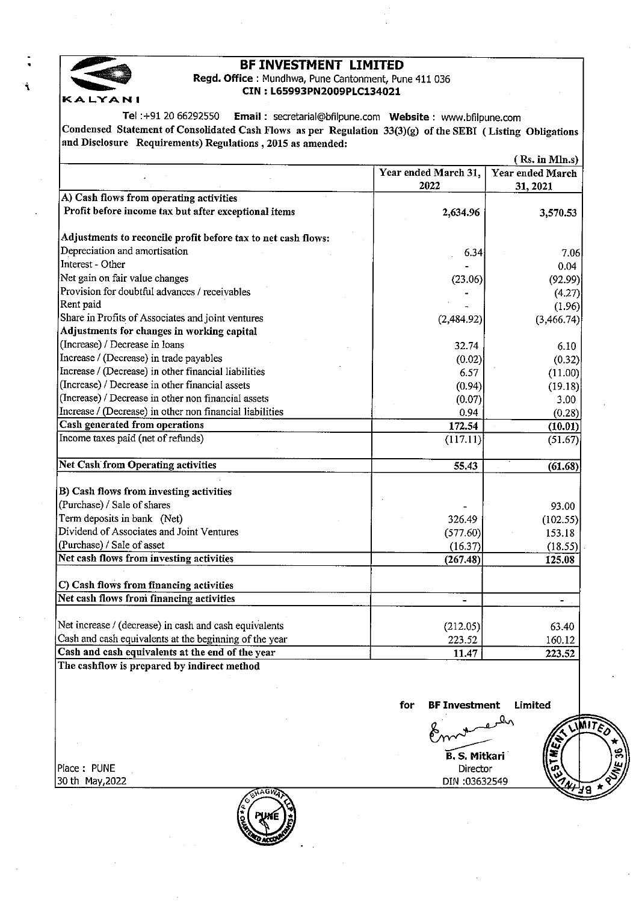# BF INVESTMENT LIMITED

**Regd. Office** : Mundhwa, Pune Cantonment, Pune 411 036

**CIN : L65993PN2009PLC134021**

KALYANI

Tel :+91 20 66292550 **Email** : secretarial@bfilpune.com **Website** : www.bfilpune.com

**Condensed Statement of Consolidated Cash Flows as per Regulation 33(3)(g) of the SEBI (Listing Obligations and Disclosure Requirements) Regulations , 2015 as amended:**

(Rs. in Mln.s)

| | Year ended March 31, 2022 | Year ended March 31, 2021 |
|---|---|---|
| **A) Cash flows from operating activities** | | |
| **Profit before income tax but after exceptional items** | **2,634.96** | **3,570.53** |
| **Adjustments to reconcile profit before tax to net cash flows:** | | |
| Depreciation and amortisation | 6.34 | 7.06 |
| Interest - Other | - | 0.04 |
| Net gain on fair value changes | (23.06) | (92.99) |
| Provision for doubtful advances / receivables | - | (4.27) |
| Rent paid | - | (1.96) |
| Share in Profits of Associates and joint ventures | (2,484.92) | (3,466.74) |
| **Adjustments for changes in working capital** | | |
| (Increase) / Decrease in loans | 32.74 | 6.10 |
| Increase / (Decrease) in trade payables | (0.02) | (0.32) |
| Increase / (Decrease) in other financial liabilities | 6.57 | (11.00) |
| (Increase) / Decrease in other financial assets | (0.94) | (19.18) |
| (Increase) / Decrease in other non financial assets | (0.07) | 3.00 |
| Increase / (Decrease) in other non financial liabilities | 0.94 | (0.28) |
| **Cash generated from operations** | **172.54** | **(10.01)** |
| Income taxes paid (net of refunds) | (117.11) | (51.67) |
| **Net Cash from Operating activities** | **55.43** | **(61.68)** |
| **B) Cash flows from investing activities** | | |
| (Purchase) / Sale of shares | - | 93.00 |
| Term deposits in bank (Net) | 326.49 | (102.55) |
| Dividend of Associates and Joint Ventures | (577.60) | 153.18 |
| (Purchase) / Sale of asset | (16.37) | (18.55) |
| **Net cash flows from investing activities** | **(267.48)** | **125.08** |
| **C) Cash flows from financing activities** | | |
| **Net cash flows from financing activities** | - | - |
| Net increase / (decrease) in cash and cash equivalents | (212.05) | 63.40 |
| Cash and cash equivalents at the beginning of the year | 223.52 | 160.12 |
| **Cash and cash equivalents at the end of the year** | **11.47** | **223.52** |

**The cashflow is prepared by indirect method**

for **BF Investment Limited**

**B. S. Mitkari**
Director
DIN :03632549

Place : PUNE
30 th May,2022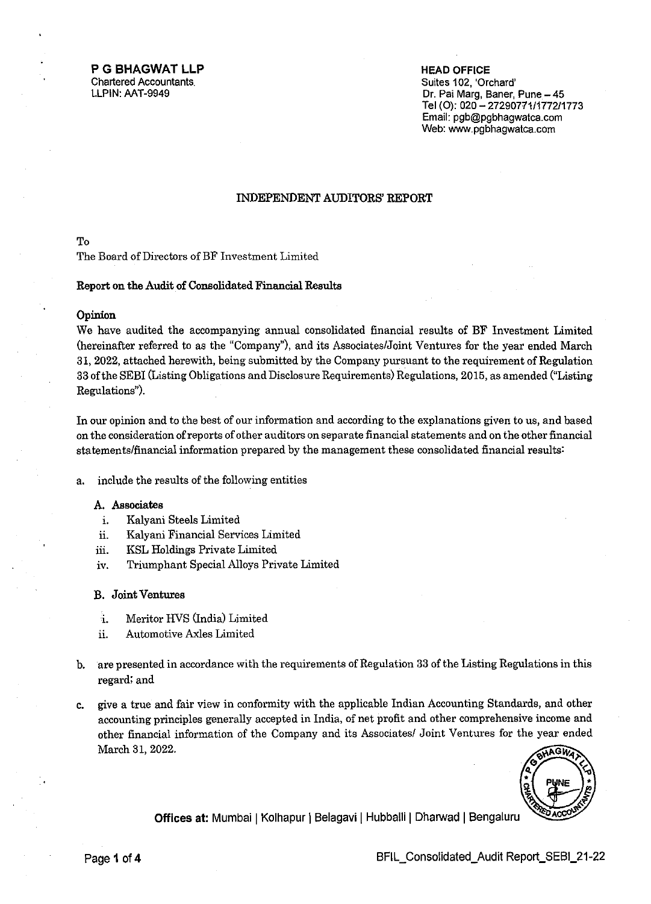**P G BHAGWAT LLP**
Chartered Accountants.
LLPIN: AAT-9949

**HEAD OFFICE**
Suites 102, 'Orchard'
Dr. Pai Marg, Baner, Pune – 45
Tel (O): 020 – 27290771/1772/1773
Email: pgb@pgbhagwatca.com
Web: www.pgbhagwatca.com

# INDEPENDENT AUDITORS' REPORT

To
The Board of Directors of BF Investment Limited

## Report on the Audit of Consolidated Financial Results

### Opinion

We have audited the accompanying annual consolidated financial results of BF Investment Limited (hereinafter referred to as the "Company"), and its Associates/Joint Ventures for the year ended March 31, 2022, attached herewith, being submitted by the Company pursuant to the requirement of Regulation 33 of the SEBI (Listing Obligations and Disclosure Requirements) Regulations, 2015, as amended ("Listing Regulations").

In our opinion and to the best of our information and according to the explanations given to us, and based on the consideration of reports of other auditors on separate financial statements and on the other financial statements/financial information prepared by the management these consolidated financial results:

a. include the results of the following entities

   **A. Associates**

   i. Kalyani Steels Limited
   ii. Kalyani Financial Services Limited
   iii. KSL Holdings Private Limited
   iv. Triumphant Special Alloys Private Limited

   **B. Joint Ventures**

   i. Meritor HVS (India) Limited
   ii. Automotive Axles Limited

b. are presented in accordance with the requirements of Regulation 33 of the Listing Regulations in this regard; and

c. give a true and fair view in conformity with the applicable Indian Accounting Standards, and other accounting principles generally accepted in India, of net profit and other comprehensive income and other financial information of the Company and its Associates/ Joint Ventures for the year ended March 31, 2022.

**Offices at:** Mumbai | Kolhapur | Belagavi | Hubballi | Dharwad | Bengaluru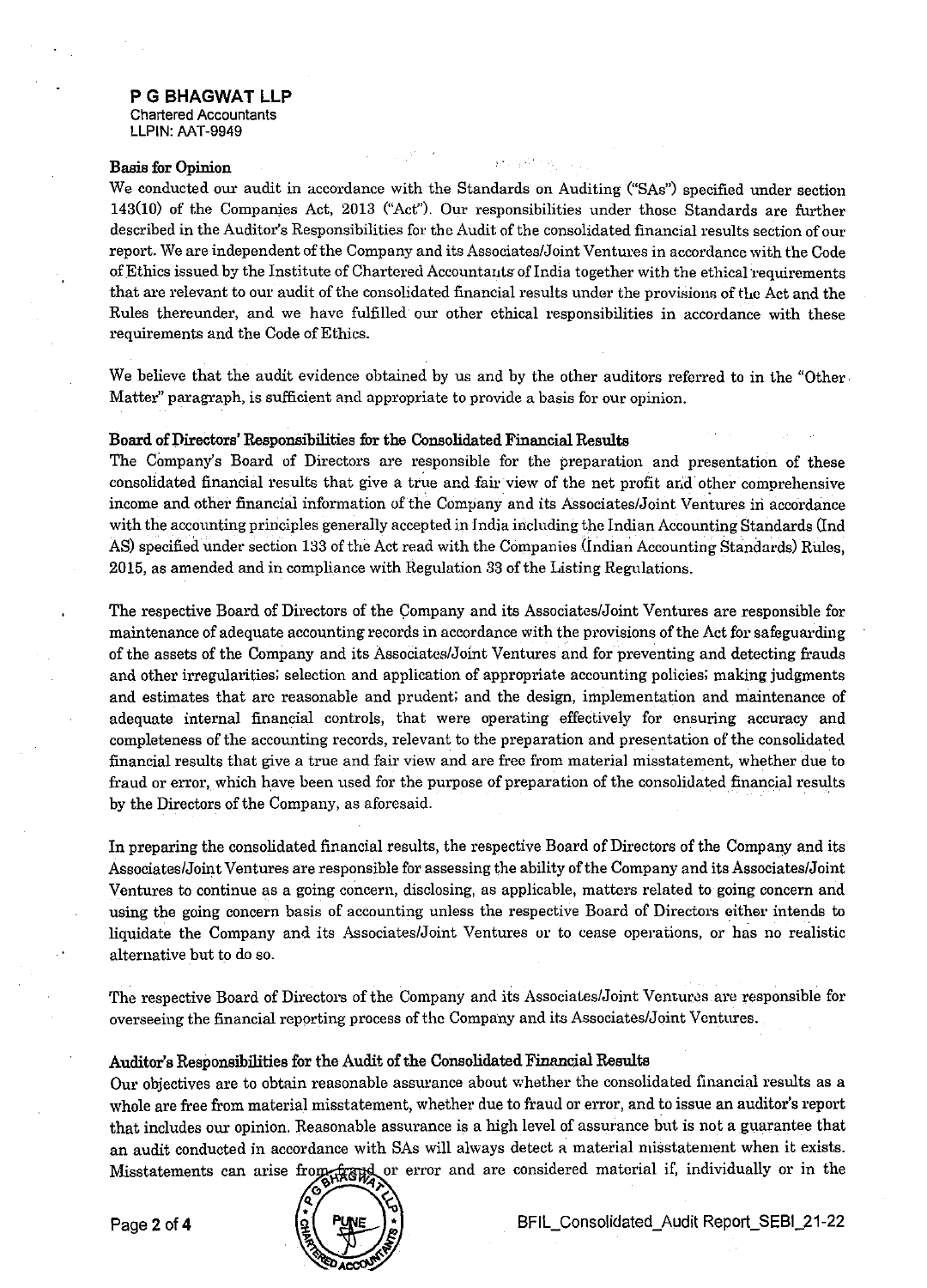**P G BHAGWAT LLP**
Chartered Accountants
LLPIN: AAT-9949

**Basis for Opinion**

We conducted our audit in accordance with the Standards on Auditing ("SAs") specified under section 143(10) of the Companies Act, 2013 ("Act"). Our responsibilities under those Standards are further described in the Auditor's Responsibilities for the Audit of the consolidated financial results section of our report. We are independent of the Company and its Associates/Joint Ventures in accordance with the Code of Ethics issued by the Institute of Chartered Accountants of India together with the ethical requirements that are relevant to our audit of the consolidated financial results under the provisions of the Act and the Rules thereunder, and we have fulfilled our other ethical responsibilities in accordance with these requirements and the Code of Ethics.

We believe that the audit evidence obtained by us and by the other auditors referred to in the "Other Matter" paragraph, is sufficient and appropriate to provide a basis for our opinion.

**Board of Directors' Responsibilities for the Consolidated Financial Results**

The Company's Board of Directors are responsible for the preparation and presentation of these consolidated financial results that give a true and fair view of the net profit and other comprehensive income and other financial information of the Company and its Associates/Joint Ventures in accordance with the accounting principles generally accepted in India including the Indian Accounting Standards (Ind AS) specified under section 133 of the Act read with the Companies (Indian Accounting Standards) Rules, 2015, as amended and in compliance with Regulation 33 of the Listing Regulations.

The respective Board of Directors of the Company and its Associates/Joint Ventures are responsible for maintenance of adequate accounting records in accordance with the provisions of the Act for safeguarding of the assets of the Company and its Associates/Joint Ventures and for preventing and detecting frauds and other irregularities; selection and application of appropriate accounting policies; making judgments and estimates that are reasonable and prudent; and the design, implementation and maintenance of adequate internal financial controls, that were operating effectively for ensuring accuracy and completeness of the accounting records, relevant to the preparation and presentation of the consolidated financial results that give a true and fair view and are free from material misstatement, whether due to fraud or error, which have been used for the purpose of preparation of the consolidated financial results by the Directors of the Company, as aforesaid.

In preparing the consolidated financial results, the respective Board of Directors of the Company and its Associates/Joint Ventures are responsible for assessing the ability of the Company and its Associates/Joint Ventures to continue as a going concern, disclosing, as applicable, matters related to going concern and using the going concern basis of accounting unless the respective Board of Directors either intends to liquidate the Company and its Associates/Joint Ventures or to cease operations, or has no realistic alternative but to do so.

The respective Board of Directors of the Company and its Associates/Joint Ventures are responsible for overseeing the financial reporting process of the Company and its Associates/Joint Ventures.

**Auditor's Responsibilities for the Audit of the Consolidated Financial Results**

Our objectives are to obtain reasonable assurance about whether the consolidated financial results as a whole are free from material misstatement, whether due to fraud or error, and to issue an auditor's report that includes our opinion. Reasonable assurance is a high level of assurance but is not a guarantee that an audit conducted in accordance with SAs will always detect a material misstatement when it exists. Misstatements can arise from fraud or error and are considered material if, individually or in the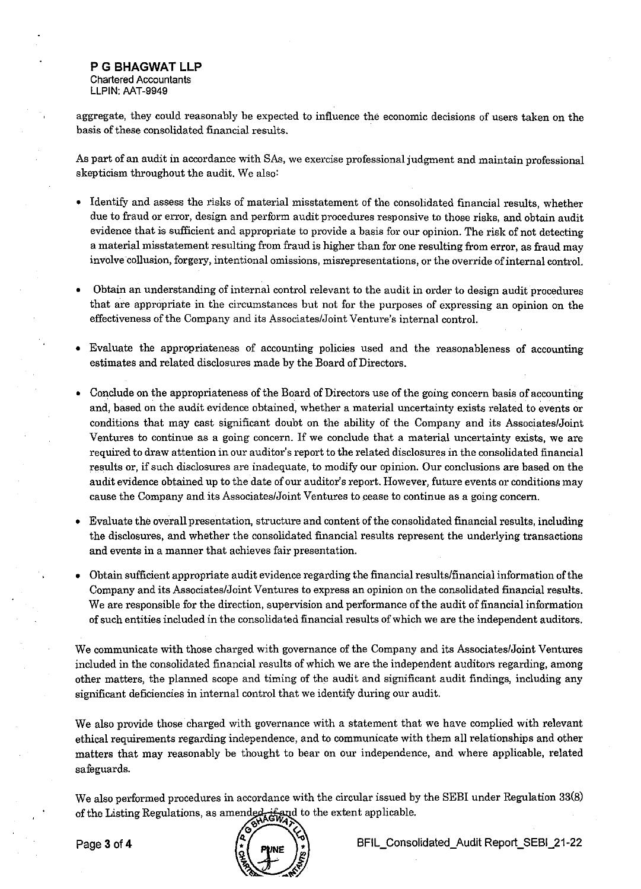aggregate, they could reasonably be expected to influence the economic decisions of users taken on the basis of these consolidated financial results.

As part of an audit in accordance with SAs, we exercise professional judgment and maintain professional skepticism throughout the audit. We also:

- Identify and assess the risks of material misstatement of the consolidated financial results, whether due to fraud or error, design and perform audit procedures responsive to those risks, and obtain audit evidence that is sufficient and appropriate to provide a basis for our opinion. The risk of not detecting a material misstatement resulting from fraud is higher than for one resulting from error, as fraud may involve collusion, forgery, intentional omissions, misrepresentations, or the override of internal control.

- Obtain an understanding of internal control relevant to the audit in order to design audit procedures that are appropriate in the circumstances but not for the purposes of expressing an opinion on the effectiveness of the Company and its Associates/Joint Venture's internal control.

- Evaluate the appropriateness of accounting policies used and the reasonableness of accounting estimates and related disclosures made by the Board of Directors.

- Conclude on the appropriateness of the Board of Directors use of the going concern basis of accounting and, based on the audit evidence obtained, whether a material uncertainty exists related to events or conditions that may cast significant doubt on the ability of the Company and its Associates/Joint Ventures to continue as a going concern. If we conclude that a material uncertainty exists, we are required to draw attention in our auditor's report to the related disclosures in the consolidated financial results or, if such disclosures are inadequate, to modify our opinion. Our conclusions are based on the audit evidence obtained up to the date of our auditor's report. However, future events or conditions may cause the Company and its Associates/Joint Ventures to cease to continue as a going concern.

- Evaluate the overall presentation, structure and content of the consolidated financial results, including the disclosures, and whether the consolidated financial results represent the underlying transactions and events in a manner that achieves fair presentation.

- Obtain sufficient appropriate audit evidence regarding the financial results/financial information of the Company and its Associates/Joint Ventures to express an opinion on the consolidated financial results. We are responsible for the direction, supervision and performance of the audit of financial information of such entities included in the consolidated financial results of which we are the independent auditors.

We communicate with those charged with governance of the Company and its Associates/Joint Ventures included in the consolidated financial results of which we are the independent auditors regarding, among other matters, the planned scope and timing of the audit and significant audit findings, including any significant deficiencies in internal control that we identify during our audit.

We also provide those charged with governance with a statement that we have complied with relevant ethical requirements regarding independence, and to communicate with them all relationships and other matters that may reasonably be thought to bear on our independence, and where applicable, related safeguards.

We also performed procedures in accordance with the circular issued by the SEBI under Regulation 33(8) of the Listing Regulations, as amended, if and to the extent applicable.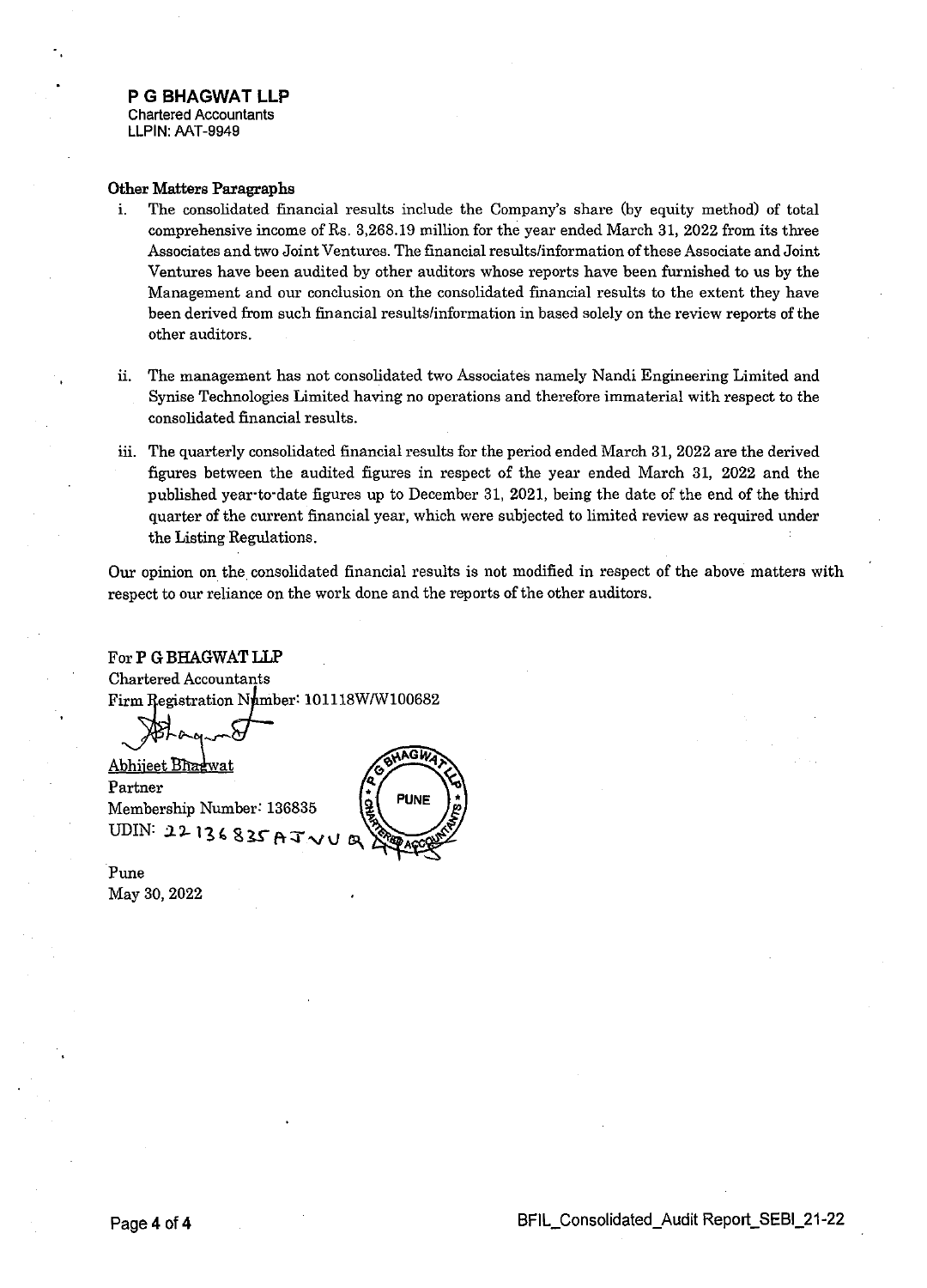**P G BHAGWAT LLP**
Chartered Accountants
LLPIN: AAT-9949

**Other Matters Paragraphs**

i. The consolidated financial results include the Company's share (by equity method) of total comprehensive income of Rs. 3,268.19 million for the year ended March 31, 2022 from its three Associates and two Joint Ventures. The financial results/information of these Associate and Joint Ventures have been audited by other auditors whose reports have been furnished to us by the Management and our conclusion on the consolidated financial results to the extent they have been derived from such financial results/information in based solely on the review reports of the other auditors.

ii. The management has not consolidated two Associates namely Nandi Engineering Limited and Synise Technologies Limited having no operations and therefore immaterial with respect to the consolidated financial results.

iii. The quarterly consolidated financial results for the period ended March 31, 2022 are the derived figures between the audited figures in respect of the year ended March 31, 2022 and the published year-to-date figures up to December 31, 2021, being the date of the end of the third quarter of the current financial year, which were subjected to limited review as required under the Listing Regulations.

Our opinion on the consolidated financial results is not modified in respect of the above matters with respect to our reliance on the work done and the reports of the other auditors.

For **P G BHAGWAT LLP**
Chartered Accountants
Firm Registration Number: 101118W/W100682

Abhijeet Bhagwat
Partner
Membership Number: 136835
UDIN: 22136835AJVUQ

Pune
May 30, 2022